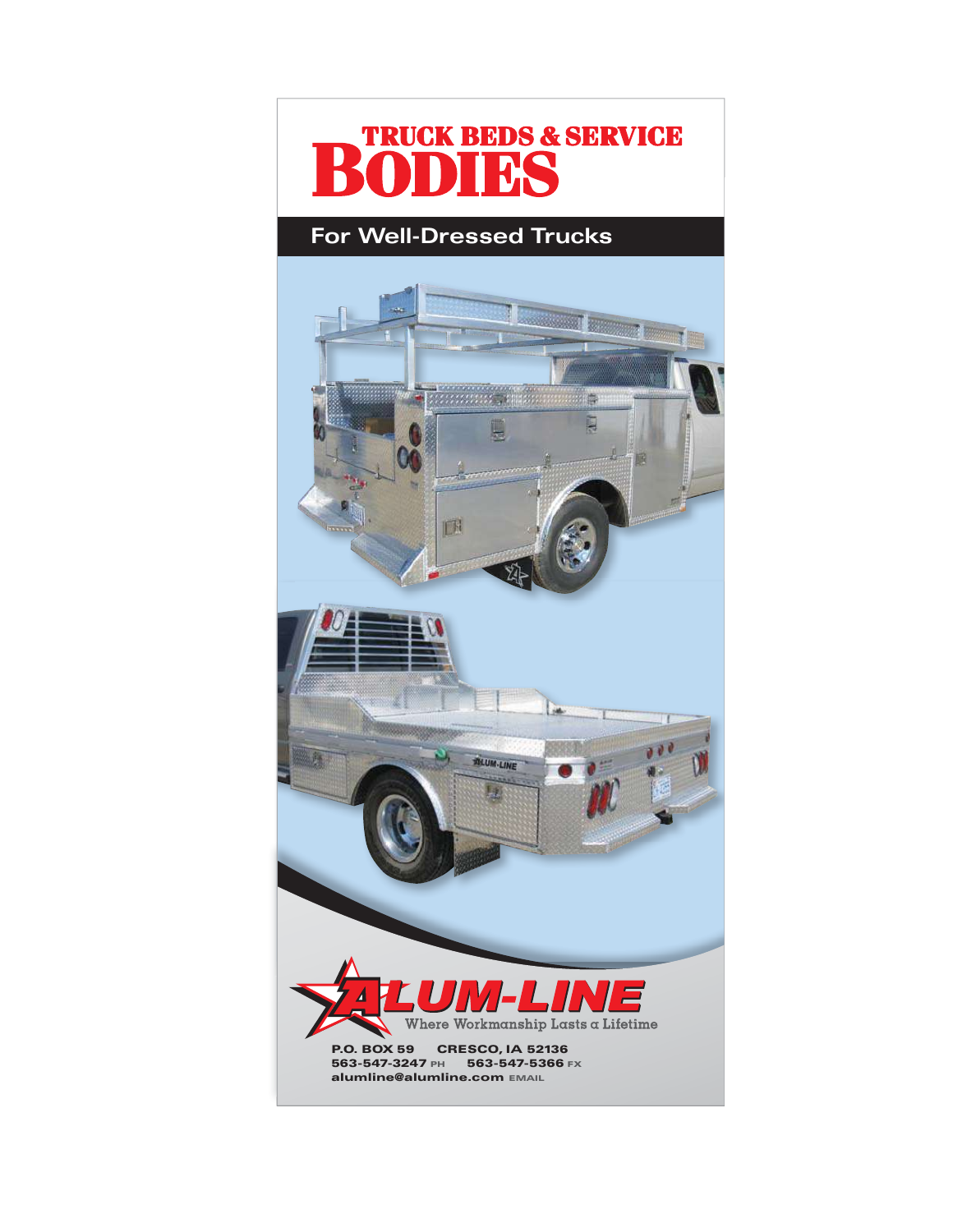# TRUCK BEDS & SERVICE BODIES

## For Well-Dressed Trucks

**ALUM-LINE**

Where Workmanship Lasts a Lifetime

**P.O. BOX 59** **CRESCO, IA 52136**
**563-547-3247** PH **563-547-5366** FX
**alumline@alumline.com** EMAIL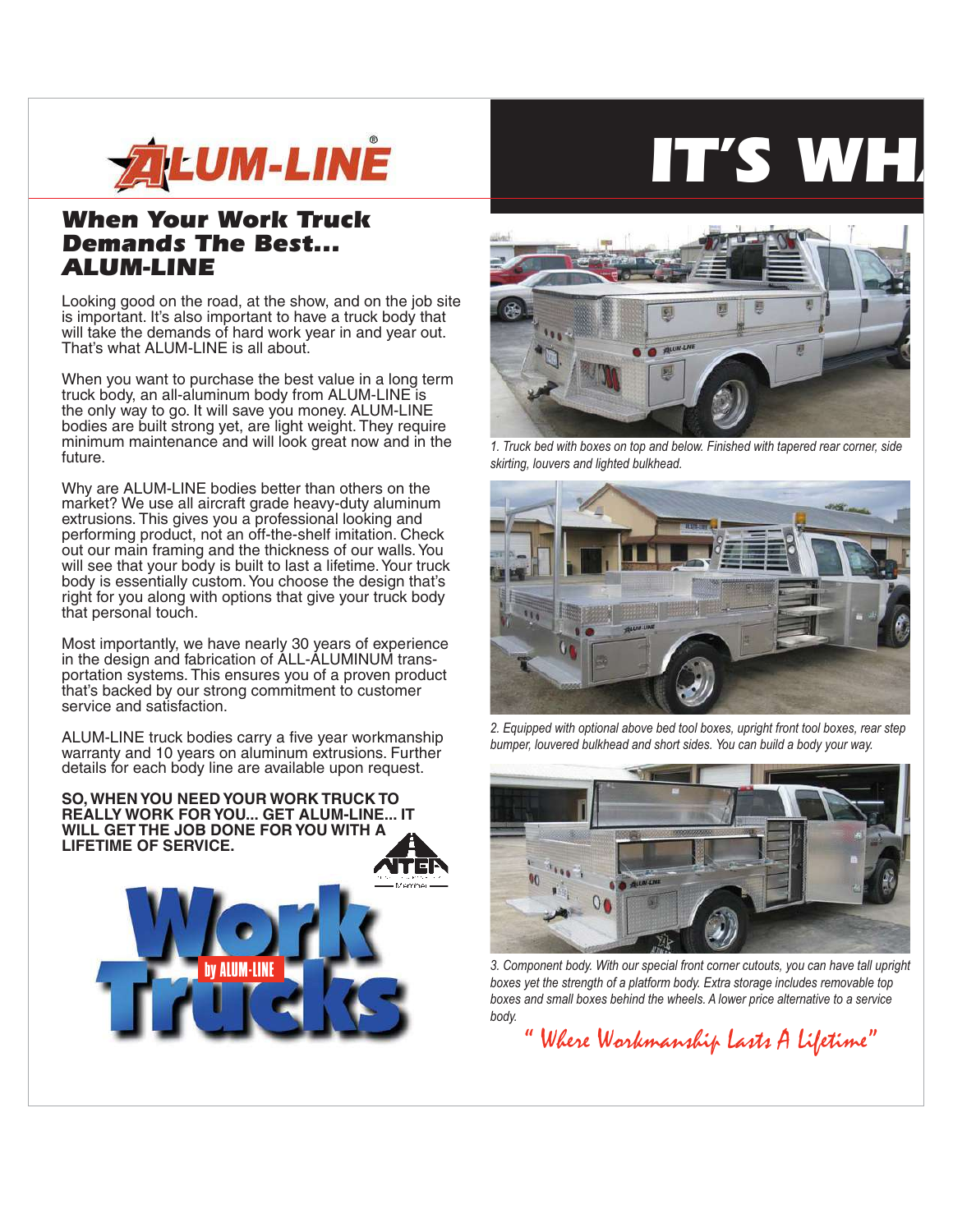# IT'S WH

## When Your Work Truck Demands The Best... ALUM-LINE

Looking good on the road, at the show, and on the job site is important. It's also important to have a truck body that will take the demands of hard work year in and year out. That's what ALUM-LINE is all about.

When you want to purchase the best value in a long term truck body, an all-aluminum body from ALUM-LINE is the only way to go. It will save you money. ALUM-LINE bodies are built strong yet, are light weight. They require minimum maintenance and will look great now and in the future.

Why are ALUM-LINE bodies better than others on the market? We use all aircraft grade heavy-duty aluminum extrusions. This gives you a professional looking and performing product, not an off-the-shelf imitation. Check out our main framing and the thickness of our walls. You will see that your body is built to last a lifetime. Your truck body is essentially custom. You choose the design that's right for you along with options that give your truck body that personal touch.

Most importantly, we have nearly 30 years of experience in the design and fabrication of ALL-ALUMINUM transportation systems. This ensures you of a proven product that's backed by our strong commitment to customer service and satisfaction.

ALUM-LINE truck bodies carry a five year workmanship warranty and 10 years on aluminum extrusions. Further details for each body line are available upon request.

**SO, WHEN YOU NEED YOUR WORK TRUCK TO REALLY WORK FOR YOU... GET ALUM-LINE... IT WILL GET THE JOB DONE FOR YOU WITH A LIFETIME OF SERVICE.**

*1. Truck bed with boxes on top and below. Finished with tapered rear corner, side skirting, louvers and lighted bulkhead.*

*2. Equipped with optional above bed tool boxes, upright front tool boxes, rear step bumper, louvered bulkhead and short sides. You can build a body your way.*

*3. Component body. With our special front corner cutouts, you can have tall upright boxes yet the strength of a platform body. Extra storage includes removable top boxes and small boxes behind the wheels. A lower price alternative to a service body.*

*" Where Workmanship Lasts A Lifetime"*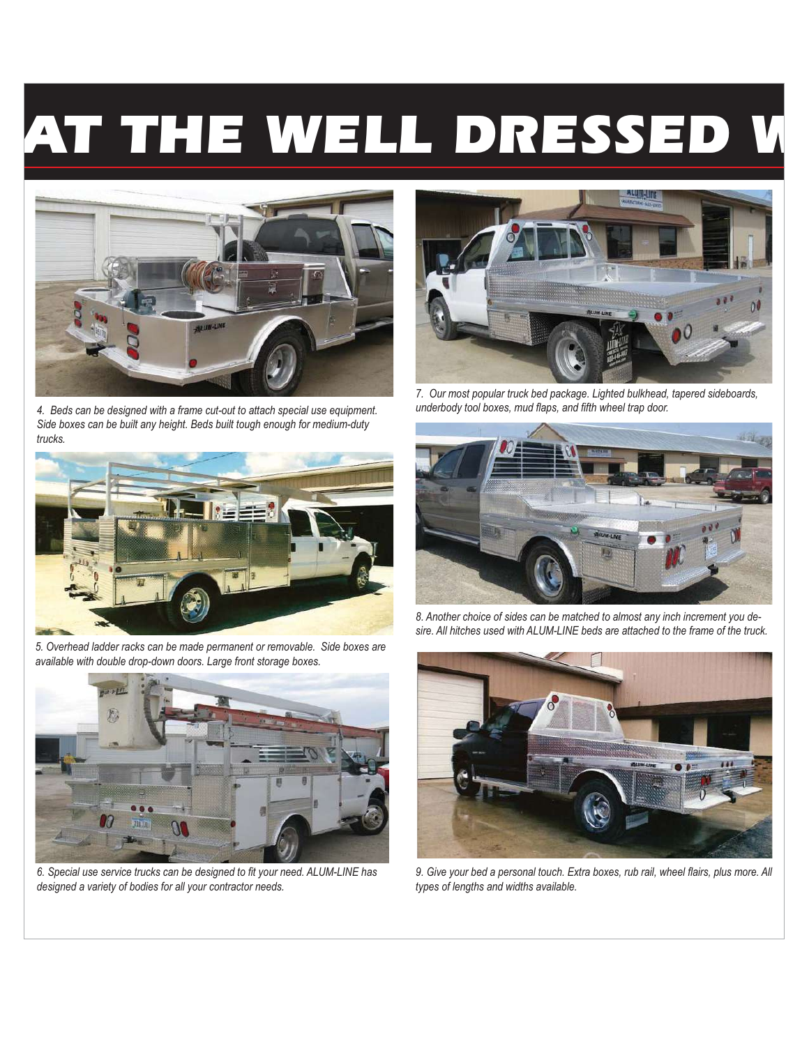# AT THE WELL DRESSED W

4. Beds can be designed with a frame cut-out to attach special use equipment. Side boxes can be built any height. Beds built tough enough for medium-duty trucks.

5. Overhead ladder racks can be made permanent or removable. Side boxes are available with double drop-down doors. Large front storage boxes.

6. Special use service trucks can be designed to fit your need. ALUM-LINE has designed a variety of bodies for all your contractor needs.

7. Our most popular truck bed package. Lighted bulkhead, tapered sideboards, underbody tool boxes, mud flaps, and fifth wheel trap door.

8. Another choice of sides can be matched to almost any inch increment you desire. All hitches used with ALUM-LINE beds are attached to the frame of the truck.

9. Give your bed a personal touch. Extra boxes, rub rail, wheel flairs, plus more. All types of lengths and widths available.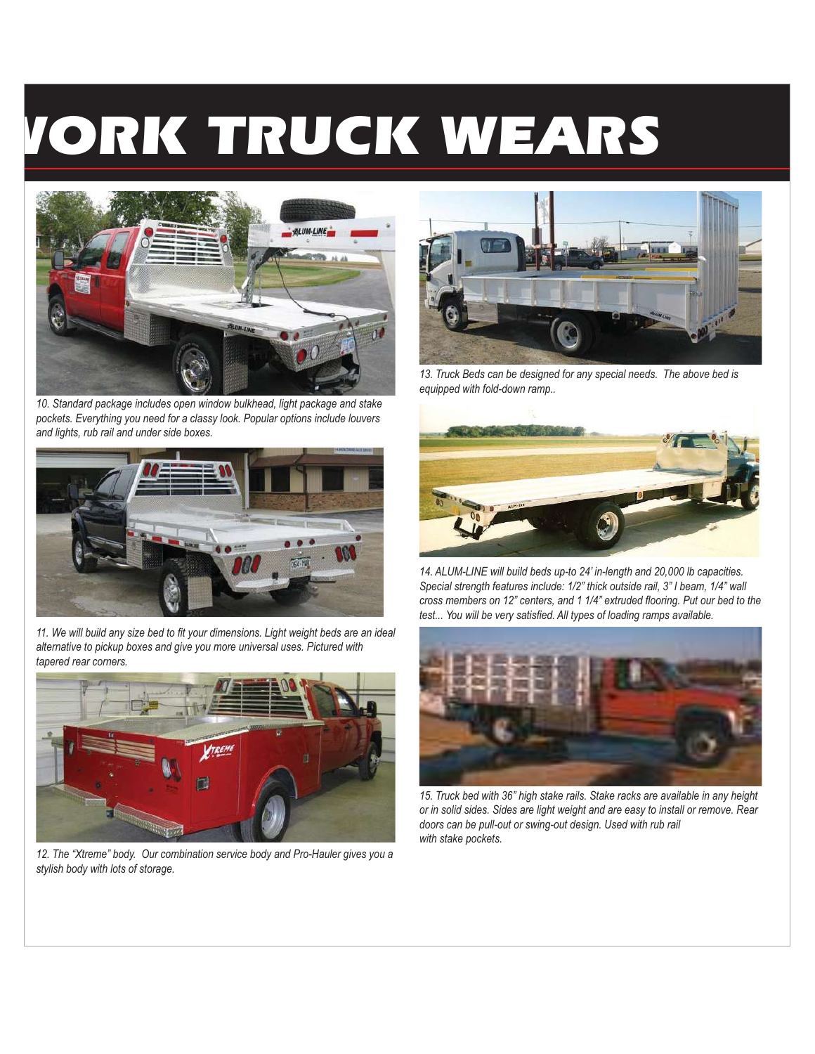# VORK TRUCK WEARS

*10. Standard package includes open window bulkhead, light package and stake pockets. Everything you need for a classy look. Popular options include louvers and lights, rub rail and under side boxes.*

*11. We will build any size bed to fit your dimensions. Light weight beds are an ideal alternative to pickup boxes and give you more universal uses. Pictured with tapered rear corners.*

*12. The "Xtreme" body. Our combination service body and Pro-Hauler gives you a stylish body with lots of storage.*

*13. Truck Beds can be designed for any special needs. The above bed is equipped with fold-down ramp..*

*14. ALUM-LINE will build beds up-to 24' in-length and 20,000 lb capacities. Special strength features include: 1/2" thick outside rail, 3" I beam, 1/4" wall cross members on 12" centers, and 1 1/4" extruded flooring. Put our bed to the test... You will be very satisfied. All types of loading ramps available.*

*15. Truck bed with 36" high stake rails. Stake racks are available in any height or in solid sides. Sides are light weight and are easy to install or remove. Rear doors can be pull-out or swing-out design. Used with rub rail with stake pockets.*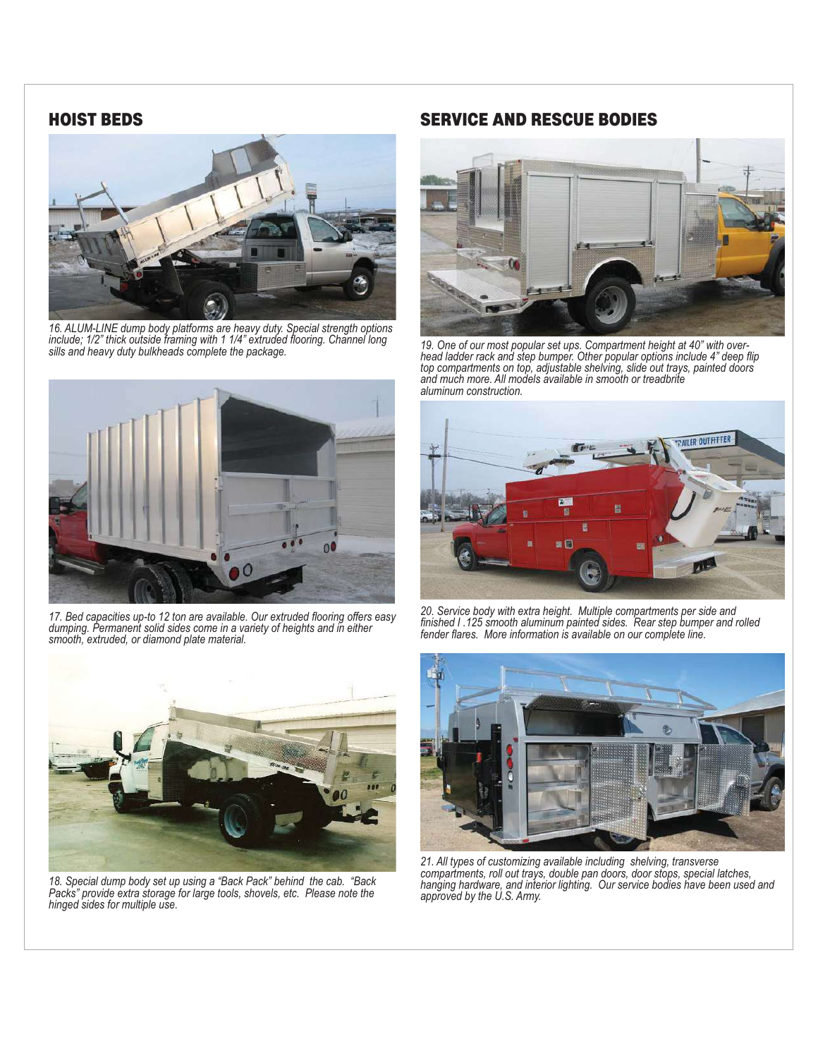## HOIST BEDS

16. ALUM-LINE dump body platforms are heavy duty. Special strength options include; 1/2" thick outside framing with 1 1/4" extruded flooring. Channel long sills and heavy duty bulkheads complete the package.

17. Bed capacities up-to 12 ton are available. Our extruded flooring offers easy dumping. Permanent solid sides come in a variety of heights and in either smooth, extruded, or diamond plate material.

18. Special dump body set up using a "Back Pack" behind the cab. "Back Packs" provide extra storage for large tools, shovels, etc. Please note the hinged sides for multiple use.

## SERVICE AND RESCUE BODIES

19. One of our most popular set ups. Compartment height at 40" with overhead ladder rack and step bumper. Other popular options include 4" deep flip top compartments on top, adjustable shelving, slide out trays, painted doors and much more. All models available in smooth or treadbrite aluminum construction.

20. Service body with extra height. Multiple compartments per side and finished I .125 smooth aluminum painted sides. Rear step bumper and rolled fender flares. More information is available on our complete line.

21. All types of customizing available including shelving, transverse compartments, roll out trays, double pan doors, door stops, special latches, hanging hardware, and interior lighting. Our service bodies have been used and approved by the U.S. Army.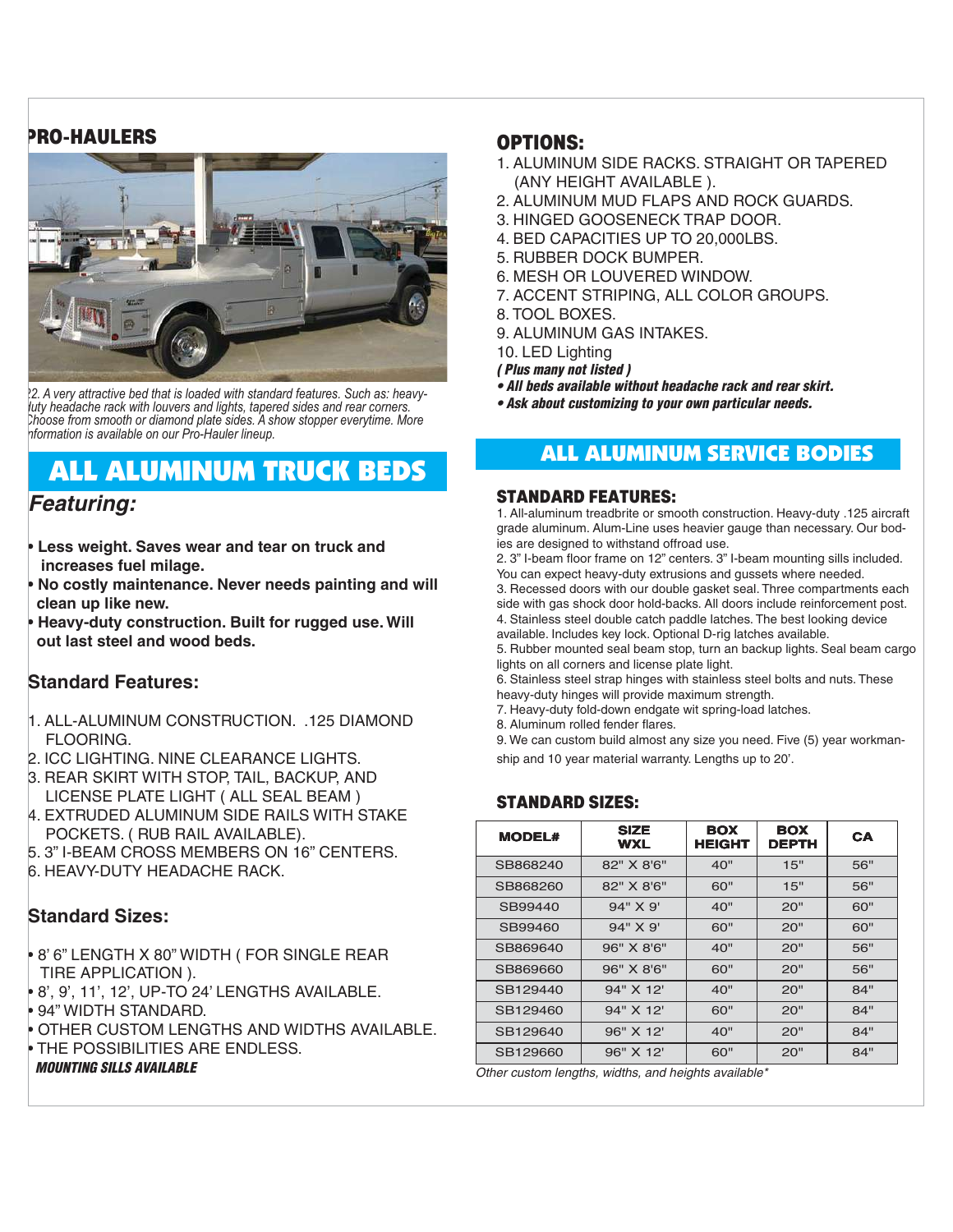## PRO-HAULERS

?2. A very attractive bed that is loaded with standard features. Such as: heavy-duty headache rack with louvers and lights, tapered sides and rear corners. Choose from smooth or diamond plate sides. A show stopper everytime. More information is available on our Pro-Hauler lineup.

# ALL ALUMINUM TRUCK BEDS

## *Featuring:*

- **Less weight. Saves wear and tear on truck and increases fuel milage.**
- **No costly maintenance. Never needs painting and will clean up like new.**
- **Heavy-duty construction. Built for rugged use. Will out last steel and wood beds.**

### Standard Features:

1. ALL-ALUMINUM CONSTRUCTION. .125 DIAMOND FLOORING.
2. ICC LIGHTING. NINE CLEARANCE LIGHTS.
3. REAR SKIRT WITH STOP, TAIL, BACKUP, AND LICENSE PLATE LIGHT ( ALL SEAL BEAM )
4. EXTRUDED ALUMINUM SIDE RAILS WITH STAKE POCKETS. ( RUB RAIL AVAILABLE).
5. 3" I-BEAM CROSS MEMBERS ON 16" CENTERS.
6. HEAVY-DUTY HEADACHE RACK.

### Standard Sizes:

- 8' 6" LENGTH X 80" WIDTH ( FOR SINGLE REAR TIRE APPLICATION ).
- 8', 9', 11', 12', UP-TO 24' LENGTHS AVAILABLE.
- 94" WIDTH STANDARD.
- OTHER CUSTOM LENGTHS AND WIDTHS AVAILABLE.
- THE POSSIBILITIES ARE ENDLESS.

***MOUNTING SILLS AVAILABLE***

## OPTIONS:

1. ALUMINUM SIDE RACKS. STRAIGHT OR TAPERED (ANY HEIGHT AVAILABLE ).
2. ALUMINUM MUD FLAPS AND ROCK GUARDS.
3. HINGED GOOSENECK TRAP DOOR.
4. BED CAPACITIES UP TO 20,000LBS.
5. RUBBER DOCK BUMPER.
6. MESH OR LOUVERED WINDOW.
7. ACCENT STRIPING, ALL COLOR GROUPS.
8. TOOL BOXES.
9. ALUMINUM GAS INTAKES.
10. LED Lighting

***( Plus many not listed )***

- ***All beds available without headache rack and rear skirt.***
- ***Ask about customizing to your own particular needs.***

# ALL ALUMINUM SERVICE BODIES

### STANDARD FEATURES:

1. All-aluminum treadbrite or smooth construction. Heavy-duty .125 aircraft grade aluminum. Alum-Line uses heavier gauge than necessary. Our bodies are designed to withstand offroad use.
2. 3" I-beam floor frame on 12" centers. 3" I-beam mounting sills included. You can expect heavy-duty extrusions and gussets where needed.
3. Recessed doors with our double gasket seal. Three compartments each side with gas shock door hold-backs. All doors include reinforcement post.
4. Stainless steel double catch paddle latches. The best looking device available. Includes key lock. Optional D-rig latches available.
5. Rubber mounted seal beam stop, turn an backup lights. Seal beam cargo lights on all corners and license plate light.
6. Stainless steel strap hinges with stainless steel bolts and nuts. These heavy-duty hinges will provide maximum strength.
7. Heavy-duty fold-down endgate wit spring-load latches.
8. Aluminum rolled fender flares.
9. We can custom build almost any size you need. Five (5) year workmanship and 10 year material warranty. Lengths up to 20'.

### STANDARD SIZES:

| MODEL# | SIZE WXL | BOX HEIGHT | BOX DEPTH | CA |
|---|---|---|---|---|
| SB868240 | 82" X 8'6" | 40" | 15" | 56" |
| SB868260 | 82" X 8'6" | 60" | 15" | 56" |
| SB99440 | 94" X 9' | 40" | 20" | 60" |
| SB99460 | 94" X 9' | 60" | 20" | 60" |
| SB869640 | 96" X 8'6" | 40" | 20" | 56" |
| SB869660 | 96" X 8'6" | 60" | 20" | 56" |
| SB129440 | 94" X 12' | 40" | 20" | 84" |
| SB129460 | 94" X 12' | 60" | 20" | 84" |
| SB129640 | 96" X 12' | 40" | 20" | 84" |
| SB129660 | 96" X 12' | 60" | 20" | 84" |

*Other custom lengths, widths, and heights available**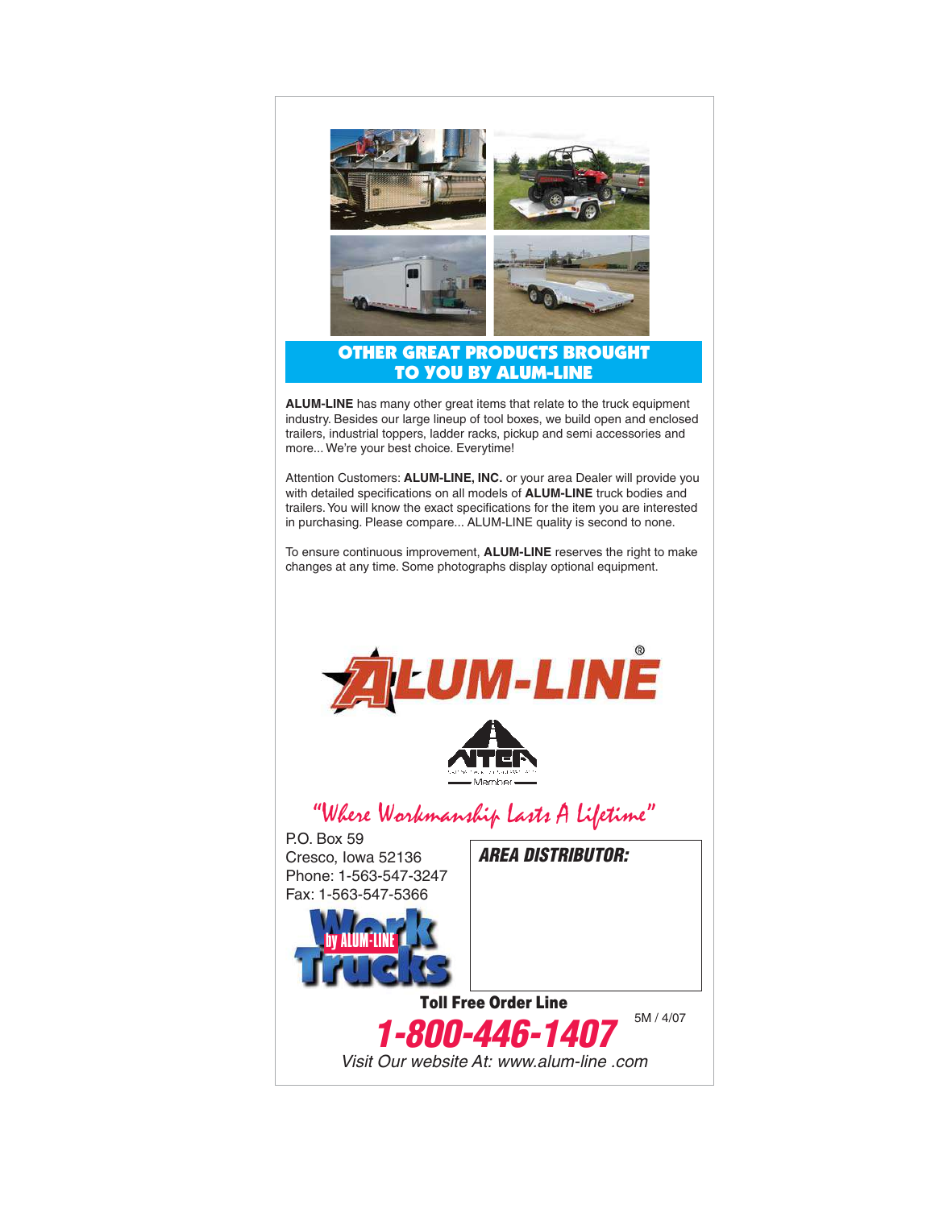## OTHER GREAT PRODUCTS BROUGHT TO YOU BY ALUM-LINE

**ALUM-LINE** has many other great items that relate to the truck equipment industry. Besides our large lineup of tool boxes, we build open and enclosed trailers, industrial toppers, ladder racks, pickup and semi accessories and more... We're your best choice. Everytime!

Attention Customers: **ALUM-LINE, INC.** or your area Dealer will provide you with detailed specifications on all models of **ALUM-LINE** truck bodies and trailers. You will know the exact specifications for the item you are interested in purchasing. Please compare... ALUM-LINE quality is second to none.

To ensure continuous improvement, **ALUM-LINE** reserves the right to make changes at any time. Some photographs display optional equipment.

ALUM-LINE®

NTEA Member

*"Where Workmanship Lasts A Lifetime"*

P.O. Box 59
Cresco, Iowa 52136
Phone: 1-563-547-3247
Fax: 1-563-547-5366

Work Trucks by ALUM-LINE

***AREA DISTRIBUTOR:***

**Toll Free Order Line**

***1-800-446-1407***

5M / 4/07

*Visit Our website At: www.alum-line .com*